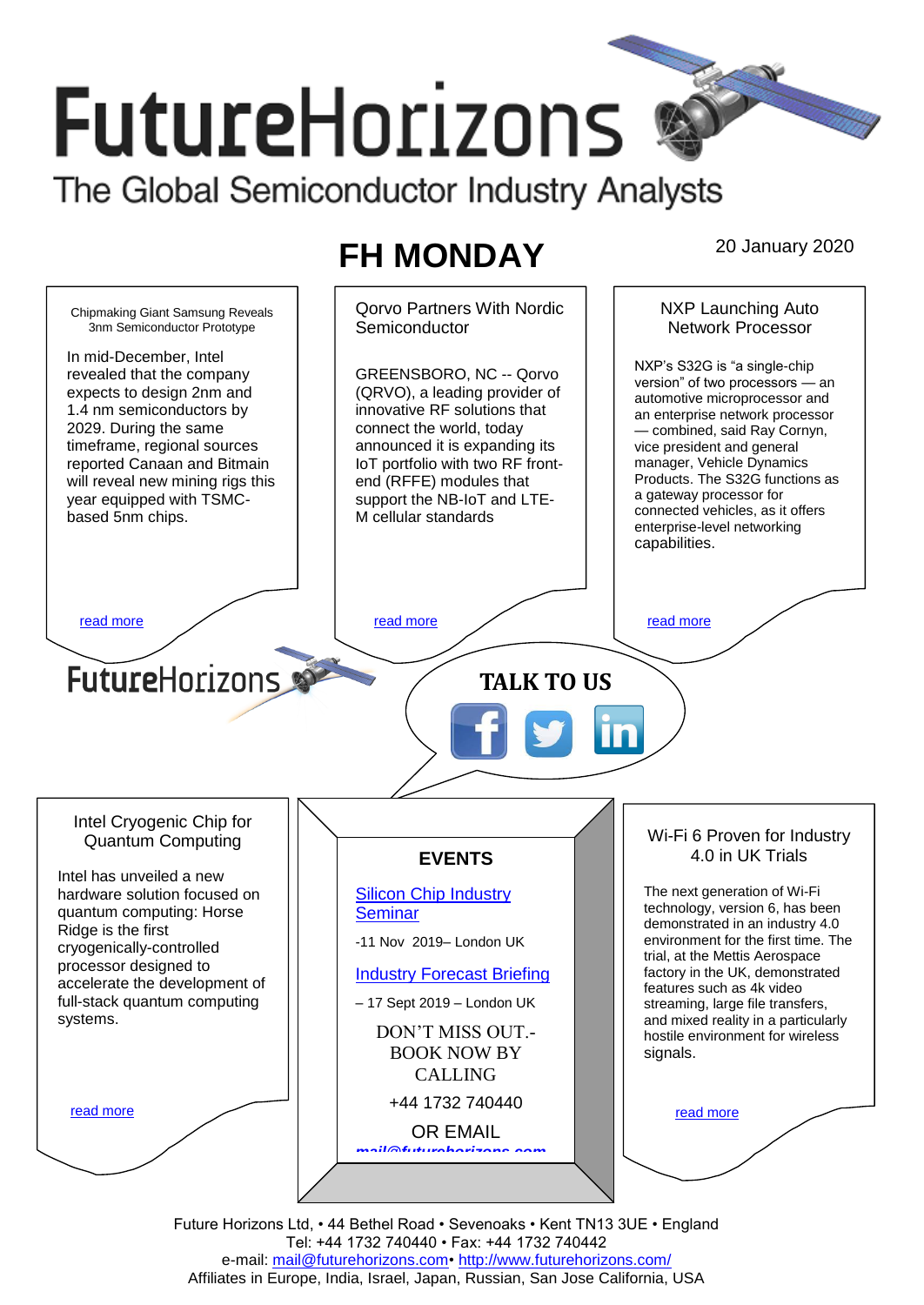# FutureHorizons

The Global Semiconductor Industry Analysts

## FH MONDAY

20 January 2020

### Chipmaking Giant Samsung Reveals 3nm Semiconductor Prototype

In mid-December, Intel revealed that the company expects to design 2nm and 1.4 nm semiconductors by 2029. During the same timeframe, regional sources reported Canaan and Bitmain will reveal new mining rigs this year equipped with TSMC-based 5nm chips.

read more

### Qorvo Partners With Nordic Semiconductor

GREENSBORO, NC -- Qorvo (QRVO), a leading provider of innovative RF solutions that connect the world, today announced it is expanding its IoT portfolio with two RF front-end (RFFE) modules that support the NB-IoT and LTE-M cellular standards

read more

### NXP Launching Auto Network Processor

NXP's S32G is "a single-chip version" of two processors — an automotive microprocessor and an enterprise network processor — combined, said Ray Cornyn, vice president and general manager, Vehicle Dynamics Products. The S32G functions as a gateway processor for connected vehicles, as it offers enterprise-level networking capabilities.

read more

FutureHorizons

**TALK TO US**

### Intel Cryogenic Chip for Quantum Computing

Intel has unveiled a new hardware solution focused on quantum computing: Horse Ridge is the first cryogenically-controlled processor designed to accelerate the development of full-stack quantum computing systems.

read more

### EVENTS

Silicon Chip Industry Seminar

-11 Nov 2019– London UK

Industry Forecast Briefing

– 17 Sept 2019 – London UK

DON'T MISS OUT.- BOOK NOW BY CALLING

+44 1732 740440

OR EMAIL

mail@futurehorizons.com

### Wi-Fi 6 Proven for Industry 4.0 in UK Trials

The next generation of Wi-Fi technology, version 6, has been demonstrated in an industry 4.0 environment for the first time. The trial, at the Mettis Aerospace factory in the UK, demonstrated features such as 4k video streaming, large file transfers, and mixed reality in a particularly hostile environment for wireless signals.

read more

Future Horizons Ltd, • 44 Bethel Road • Sevenoaks • Kent TN13 3UE • England
Tel: +44 1732 740440 • Fax: +44 1732 740442
e-mail: mail@futurehorizons.com• http://www.futurehorizons.com/
Affiliates in Europe, India, Israel, Japan, Russian, San Jose California, USA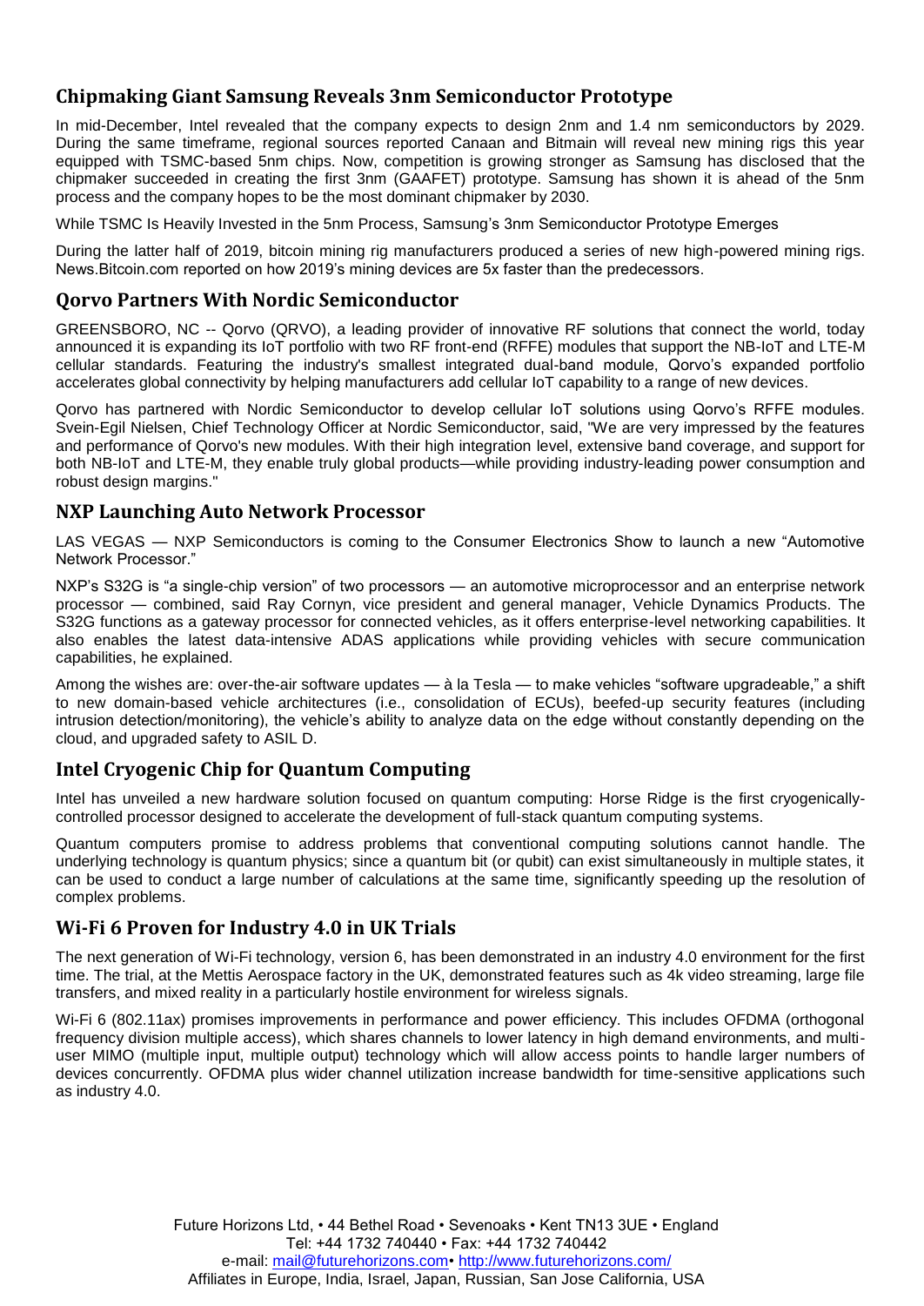## Chipmaking Giant Samsung Reveals 3nm Semiconductor Prototype

In mid-December, Intel revealed that the company expects to design 2nm and 1.4 nm semiconductors by 2029. During the same timeframe, regional sources reported Canaan and Bitmain will reveal new mining rigs this year equipped with TSMC-based 5nm chips. Now, competition is growing stronger as Samsung has disclosed that the chipmaker succeeded in creating the first 3nm (GAAFET) prototype. Samsung has shown it is ahead of the 5nm process and the company hopes to be the most dominant chipmaker by 2030.

While TSMC Is Heavily Invested in the 5nm Process, Samsung's 3nm Semiconductor Prototype Emerges

During the latter half of 2019, bitcoin mining rig manufacturers produced a series of new high-powered mining rigs. News.Bitcoin.com reported on how 2019's mining devices are 5x faster than the predecessors.

## Qorvo Partners With Nordic Semiconductor

GREENSBORO, NC -- Qorvo (QRVO), a leading provider of innovative RF solutions that connect the world, today announced it is expanding its IoT portfolio with two RF front-end (RFFE) modules that support the NB-IoT and LTE-M cellular standards. Featuring the industry's smallest integrated dual-band module, Qorvo's expanded portfolio accelerates global connectivity by helping manufacturers add cellular IoT capability to a range of new devices.

Qorvo has partnered with Nordic Semiconductor to develop cellular IoT solutions using Qorvo's RFFE modules. Svein-Egil Nielsen, Chief Technology Officer at Nordic Semiconductor, said, "We are very impressed by the features and performance of Qorvo's new modules. With their high integration level, extensive band coverage, and support for both NB-IoT and LTE-M, they enable truly global products—while providing industry-leading power consumption and robust design margins."

## NXP Launching Auto Network Processor

LAS VEGAS — NXP Semiconductors is coming to the Consumer Electronics Show to launch a new "Automotive Network Processor."

NXP's S32G is "a single-chip version" of two processors — an automotive microprocessor and an enterprise network processor — combined, said Ray Cornyn, vice president and general manager, Vehicle Dynamics Products. The S32G functions as a gateway processor for connected vehicles, as it offers enterprise-level networking capabilities. It also enables the latest data-intensive ADAS applications while providing vehicles with secure communication capabilities, he explained.

Among the wishes are: over-the-air software updates — à la Tesla — to make vehicles "software upgradeable," a shift to new domain-based vehicle architectures (i.e., consolidation of ECUs), beefed-up security features (including intrusion detection/monitoring), the vehicle's ability to analyze data on the edge without constantly depending on the cloud, and upgraded safety to ASIL D.

## Intel Cryogenic Chip for Quantum Computing

Intel has unveiled a new hardware solution focused on quantum computing: Horse Ridge is the first cryogenically-controlled processor designed to accelerate the development of full-stack quantum computing systems.

Quantum computers promise to address problems that conventional computing solutions cannot handle. The underlying technology is quantum physics; since a quantum bit (or qubit) can exist simultaneously in multiple states, it can be used to conduct a large number of calculations at the same time, significantly speeding up the resolution of complex problems.

## Wi-Fi 6 Proven for Industry 4.0 in UK Trials

The next generation of Wi-Fi technology, version 6, has been demonstrated in an industry 4.0 environment for the first time. The trial, at the Mettis Aerospace factory in the UK, demonstrated features such as 4k video streaming, large file transfers, and mixed reality in a particularly hostile environment for wireless signals.

Wi-Fi 6 (802.11ax) promises improvements in performance and power efficiency. This includes OFDMA (orthogonal frequency division multiple access), which shares channels to lower latency in high demand environments, and multi-user MIMO (multiple input, multiple output) technology which will allow access points to handle larger numbers of devices concurrently. OFDMA plus wider channel utilization increase bandwidth for time-sensitive applications such as industry 4.0.

Future Horizons Ltd, • 44 Bethel Road • Sevenoaks • Kent TN13 3UE • England
Tel: +44 1732 740440 • Fax: +44 1732 740442
e-mail: mail@futurehorizons.com• http://www.futurehorizons.com/
Affiliates in Europe, India, Israel, Japan, Russian, San Jose California, USA